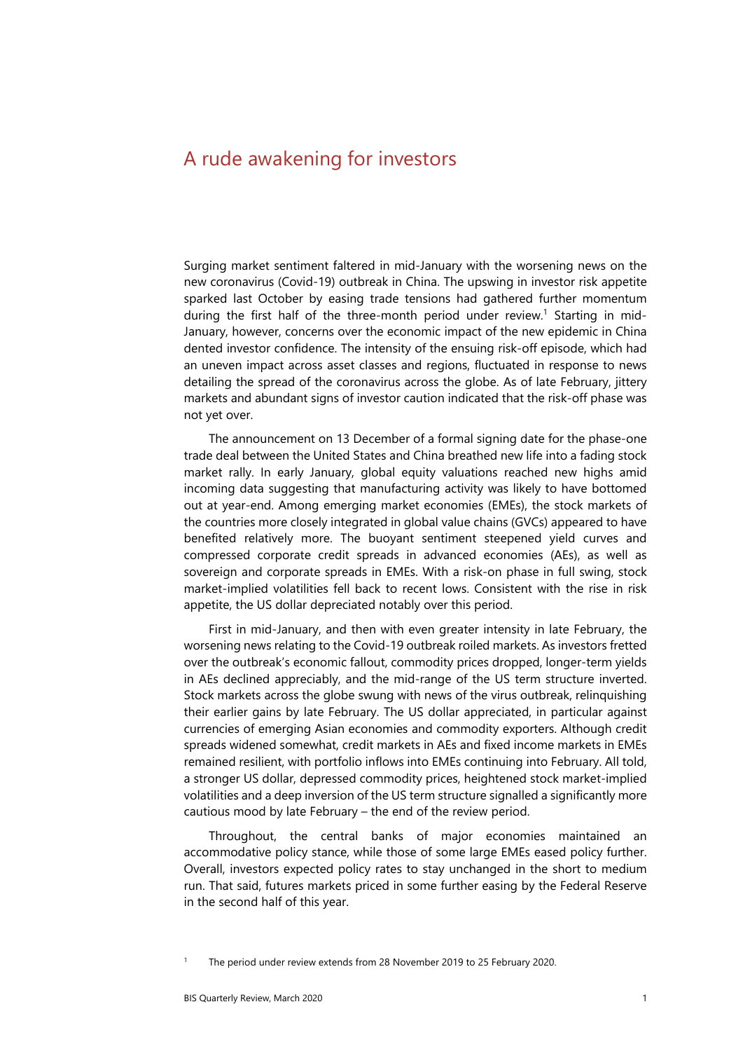# A rude awakening for investors

Surging market sentiment faltered in mid-January with the worsening news on the new coronavirus (Covid-19) outbreak in China. The upswing in investor risk appetite sparked last October by easing trade tensions had gathered further momentum during the first half of the three-month period under review.[1] Starting in mid-January, however, concerns over the economic impact of the new epidemic in China dented investor confidence. The intensity of the ensuing risk-off episode, which had an uneven impact across asset classes and regions, fluctuated in response to news detailing the spread of the coronavirus across the globe. As of late February, jittery markets and abundant signs of investor caution indicated that the risk-off phase was not yet over.

The announcement on 13 December of a formal signing date for the phase-one trade deal between the United States and China breathed new life into a fading stock market rally. In early January, global equity valuations reached new highs amid incoming data suggesting that manufacturing activity was likely to have bottomed out at year-end. Among emerging market economies (EMEs), the stock markets of the countries more closely integrated in global value chains (GVCs) appeared to have benefited relatively more. The buoyant sentiment steepened yield curves and compressed corporate credit spreads in advanced economies (AEs), as well as sovereign and corporate spreads in EMEs. With a risk-on phase in full swing, stock market-implied volatilities fell back to recent lows. Consistent with the rise in risk appetite, the US dollar depreciated notably over this period.

First in mid-January, and then with even greater intensity in late February, the worsening news relating to the Covid-19 outbreak roiled markets. As investors fretted over the outbreak's economic fallout, commodity prices dropped, longer-term yields in AEs declined appreciably, and the mid-range of the US term structure inverted. Stock markets across the globe swung with news of the virus outbreak, relinquishing their earlier gains by late February. The US dollar appreciated, in particular against currencies of emerging Asian economies and commodity exporters. Although credit spreads widened somewhat, credit markets in AEs and fixed income markets in EMEs remained resilient, with portfolio inflows into EMEs continuing into February. All told, a stronger US dollar, depressed commodity prices, heightened stock market-implied volatilities and a deep inversion of the US term structure signalled a significantly more cautious mood by late February – the end of the review period.

Throughout, the central banks of major economies maintained an accommodative policy stance, while those of some large EMEs eased policy further. Overall, investors expected policy rates to stay unchanged in the short to medium run. That said, futures markets priced in some further easing by the Federal Reserve in the second half of this year.

[1] The period under review extends from 28 November 2019 to 25 February 2020.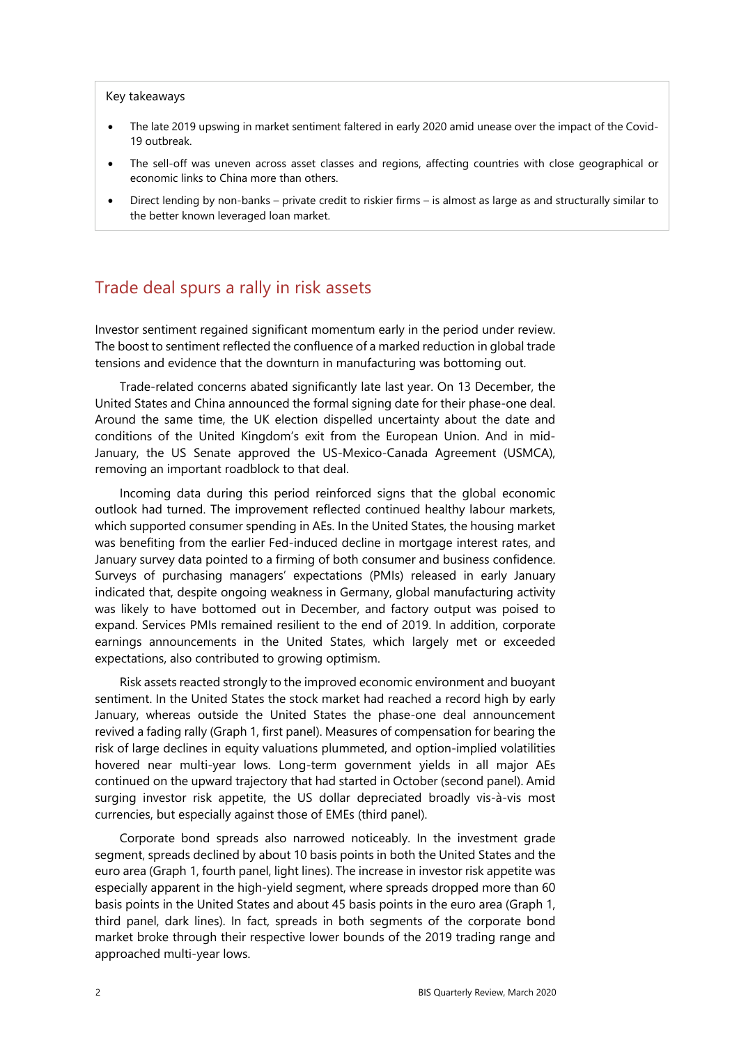Key takeaways

- The late 2019 upswing in market sentiment faltered in early 2020 amid unease over the impact of the Covid-19 outbreak.
- The sell-off was uneven across asset classes and regions, affecting countries with close geographical or economic links to China more than others.
- Direct lending by non-banks – private credit to riskier firms – is almost as large as and structurally similar to the better known leveraged loan market.

## Trade deal spurs a rally in risk assets

Investor sentiment regained significant momentum early in the period under review. The boost to sentiment reflected the confluence of a marked reduction in global trade tensions and evidence that the downturn in manufacturing was bottoming out.

Trade-related concerns abated significantly late last year. On 13 December, the United States and China announced the formal signing date for their phase-one deal. Around the same time, the UK election dispelled uncertainty about the date and conditions of the United Kingdom's exit from the European Union. And in mid-January, the US Senate approved the US-Mexico-Canada Agreement (USMCA), removing an important roadblock to that deal.

Incoming data during this period reinforced signs that the global economic outlook had turned. The improvement reflected continued healthy labour markets, which supported consumer spending in AEs. In the United States, the housing market was benefiting from the earlier Fed-induced decline in mortgage interest rates, and January survey data pointed to a firming of both consumer and business confidence. Surveys of purchasing managers' expectations (PMIs) released in early January indicated that, despite ongoing weakness in Germany, global manufacturing activity was likely to have bottomed out in December, and factory output was poised to expand. Services PMIs remained resilient to the end of 2019. In addition, corporate earnings announcements in the United States, which largely met or exceeded expectations, also contributed to growing optimism.

Risk assets reacted strongly to the improved economic environment and buoyant sentiment. In the United States the stock market had reached a record high by early January, whereas outside the United States the phase-one deal announcement revived a fading rally (Graph 1, first panel). Measures of compensation for bearing the risk of large declines in equity valuations plummeted, and option-implied volatilities hovered near multi-year lows. Long-term government yields in all major AEs continued on the upward trajectory that had started in October (second panel). Amid surging investor risk appetite, the US dollar depreciated broadly vis-à-vis most currencies, but especially against those of EMEs (third panel).

Corporate bond spreads also narrowed noticeably. In the investment grade segment, spreads declined by about 10 basis points in both the United States and the euro area (Graph 1, fourth panel, light lines). The increase in investor risk appetite was especially apparent in the high-yield segment, where spreads dropped more than 60 basis points in the United States and about 45 basis points in the euro area (Graph 1, third panel, dark lines). In fact, spreads in both segments of the corporate bond market broke through their respective lower bounds of the 2019 trading range and approached multi-year lows.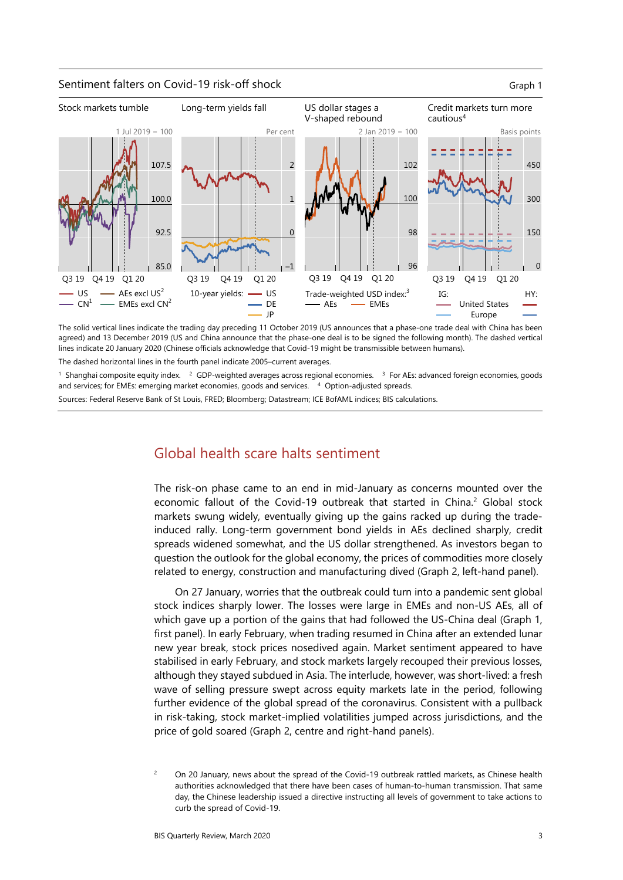Sentiment falters on Covid-19 risk-off shock

Graph 1

| Stock markets tumble | Long-term yields fall | US dollar stages a V-shaped rebound | Credit markets turn more cautious[4] |
|---|---|---|---|
| 1 Jul 2019 = 100 | Per cent | 2 Jan 2019 = 100 | Basis points |

Stock markets tumble: — US — AEs excl US[2] — CN[1] — EMEs excl CN[2]

Long-term yields fall: 10-year yields: — US — DE — JP

US dollar stages a V-shaped rebound: Trade-weighted USD index:[3] — AEs — EMEs

Credit markets turn more cautious: IG: — United States — Europe; HY: — United States — Europe

The solid vertical lines indicate the trading day preceding 11 October 2019 (US announces that a phase-one trade deal with China has been agreed) and 13 December 2019 (US and China announce that the phase-one deal is to be signed the following month). The dashed vertical lines indicate 20 January 2020 (Chinese officials acknowledge that Covid-19 might be transmissible between humans).

The dashed horizontal lines in the fourth panel indicate 2005–current averages.

[1] Shanghai composite equity index. [2] GDP-weighted averages across regional economies. [3] For AEs: advanced foreign economies, goods and services; for EMEs: emerging market economies, goods and services. [4] Option-adjusted spreads.

Sources: Federal Reserve Bank of St Louis, FRED; Bloomberg; Datastream; ICE BofAML indices; BIS calculations.

## Global health scare halts sentiment

The risk-on phase came to an end in mid-January as concerns mounted over the economic fallout of the Covid-19 outbreak that started in China.[2] Global stock markets swung widely, eventually giving up the gains racked up during the trade-induced rally. Long-term government bond yields in AEs declined sharply, credit spreads widened somewhat, and the US dollar strengthened. As investors began to question the outlook for the global economy, the prices of commodities more closely related to energy, construction and manufacturing dived (Graph 2, left-hand panel).

On 27 January, worries that the outbreak could turn into a pandemic sent global stock indices sharply lower. The losses were large in EMEs and non-US AEs, all of which gave up a portion of the gains that had followed the US-China deal (Graph 1, first panel). In early February, when trading resumed in China after an extended lunar new year break, stock prices nosedived again. Market sentiment appeared to have stabilised in early February, and stock markets largely recouped their previous losses, although they stayed subdued in Asia. The interlude, however, was short-lived: a fresh wave of selling pressure swept across equity markets late in the period, following further evidence of the global spread of the coronavirus. Consistent with a pullback in risk-taking, stock market-implied volatilities jumped across jurisdictions, and the price of gold soared (Graph 2, centre and right-hand panels).

[2] On 20 January, news about the spread of the Covid-19 outbreak rattled markets, as Chinese health authorities acknowledged that there have been cases of human-to-human transmission. That same day, the Chinese leadership issued a directive instructing all levels of government to take actions to curb the spread of Covid-19.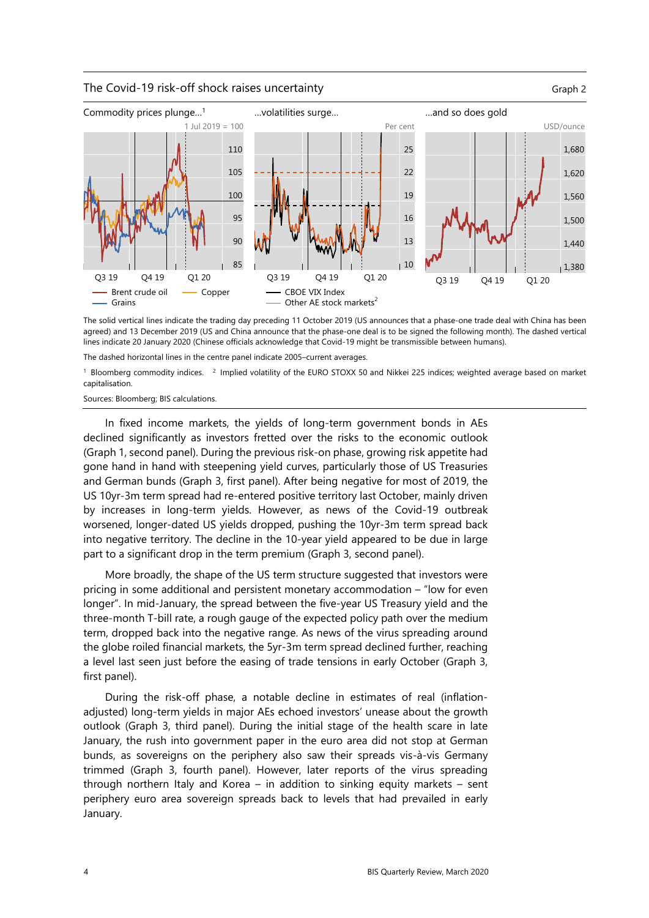The Covid-19 risk-off shock raises uncertainty — Graph 2

Commodity prices plunge…[1] — 1 Jul 2019 = 100

…volatilities surge… — Per cent

…and so does gold — USD/ounce

Legend: Brent crude oil; Copper; Grains; CBOE VIX Index; Other AE stock markets[2]

The solid vertical lines indicate the trading day preceding 11 October 2019 (US announces that a phase-one trade deal with China has been agreed) and 13 December 2019 (US and China announce that the phase-one deal is to be signed the following month). The dashed vertical lines indicate 20 January 2020 (Chinese officials acknowledge that Covid-19 might be transmissible between humans).

The dashed horizontal lines in the centre panel indicate 2005–current averages.

[1] Bloomberg commodity indices. [2] Implied volatility of the EURO STOXX 50 and Nikkei 225 indices; weighted average based on market capitalisation.

Sources: Bloomberg; BIS calculations.

In fixed income markets, the yields of long-term government bonds in AEs declined significantly as investors fretted over the risks to the economic outlook (Graph 1, second panel). During the previous risk-on phase, growing risk appetite had gone hand in hand with steepening yield curves, particularly those of US Treasuries and German bunds (Graph 3, first panel). After being negative for most of 2019, the US 10yr-3m term spread had re-entered positive territory last October, mainly driven by increases in long-term yields. However, as news of the Covid-19 outbreak worsened, longer-dated US yields dropped, pushing the 10yr-3m term spread back into negative territory. The decline in the 10-year yield appeared to be due in large part to a significant drop in the term premium (Graph 3, second panel).

More broadly, the shape of the US term structure suggested that investors were pricing in some additional and persistent monetary accommodation – "low for even longer". In mid-January, the spread between the five-year US Treasury yield and the three-month T-bill rate, a rough gauge of the expected policy path over the medium term, dropped back into the negative range. As news of the virus spreading around the globe roiled financial markets, the 5yr-3m term spread declined further, reaching a level last seen just before the easing of trade tensions in early October (Graph 3, first panel).

During the risk-off phase, a notable decline in estimates of real (inflation-adjusted) long-term yields in major AEs echoed investors' unease about the growth outlook (Graph 3, third panel). During the initial stage of the health scare in late January, the rush into government paper in the euro area did not stop at German bunds, as sovereigns on the periphery also saw their spreads vis-à-vis Germany trimmed (Graph 3, fourth panel). However, later reports of the virus spreading through northern Italy and Korea – in addition to sinking equity markets – sent periphery euro area sovereign spreads back to levels that had prevailed in early January.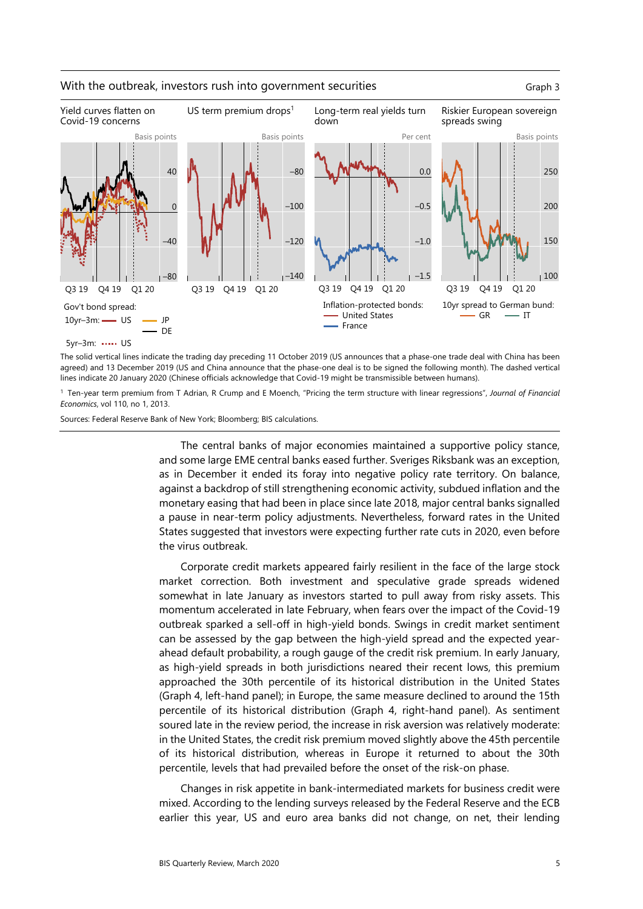With the outbreak, investors rush into government securities

Graph 3

| Yield curves flatten on Covid-19 concerns | US term premium drops[1] | Long-term real yields turn down | Riskier European sovereign spreads swing |
|---|---|---|---|
| Basis points | Basis points | Per cent | Basis points |

Gov't bond spread:
10yr–3m: US, JP, DE
5yr–3m: US

Inflation-protected bonds: United States, France

10yr spread to German bund: GR, IT

The solid vertical lines indicate the trading day preceding 11 October 2019 (US announces that a phase-one trade deal with China has been agreed) and 13 December 2019 (US and China announce that the phase-one deal is to be signed the following month). The dashed vertical lines indicate 20 January 2020 (Chinese officials acknowledge that Covid-19 might be transmissible between humans).

[1] Ten-year term premium from T Adrian, R Crump and E Moench, "Pricing the term structure with linear regressions", *Journal of Financial Economics*, vol 110, no 1, 2013.

Sources: Federal Reserve Bank of New York; Bloomberg; BIS calculations.

The central banks of major economies maintained a supportive policy stance, and some large EME central banks eased further. Sveriges Riksbank was an exception, as in December it ended its foray into negative policy rate territory. On balance, against a backdrop of still strengthening economic activity, subdued inflation and the monetary easing that had been in place since late 2018, major central banks signalled a pause in near-term policy adjustments. Nevertheless, forward rates in the United States suggested that investors were expecting further rate cuts in 2020, even before the virus outbreak.

Corporate credit markets appeared fairly resilient in the face of the large stock market correction. Both investment and speculative grade spreads widened somewhat in late January as investors started to pull away from risky assets. This momentum accelerated in late February, when fears over the impact of the Covid-19 outbreak sparked a sell-off in high-yield bonds. Swings in credit market sentiment can be assessed by the gap between the high-yield spread and the expected year-ahead default probability, a rough gauge of the credit risk premium. In early January, as high-yield spreads in both jurisdictions neared their recent lows, this premium approached the 30th percentile of its historical distribution in the United States (Graph 4, left-hand panel); in Europe, the same measure declined to around the 15th percentile of its historical distribution (Graph 4, right-hand panel). As sentiment soured late in the review period, the increase in risk aversion was relatively moderate: in the United States, the credit risk premium moved slightly above the 45th percentile of its historical distribution, whereas in Europe it returned to about the 30th percentile, levels that had prevailed before the onset of the risk-on phase.

Changes in risk appetite in bank-intermediated markets for business credit were mixed. According to the lending surveys released by the Federal Reserve and the ECB earlier this year, US and euro area banks did not change, on net, their lending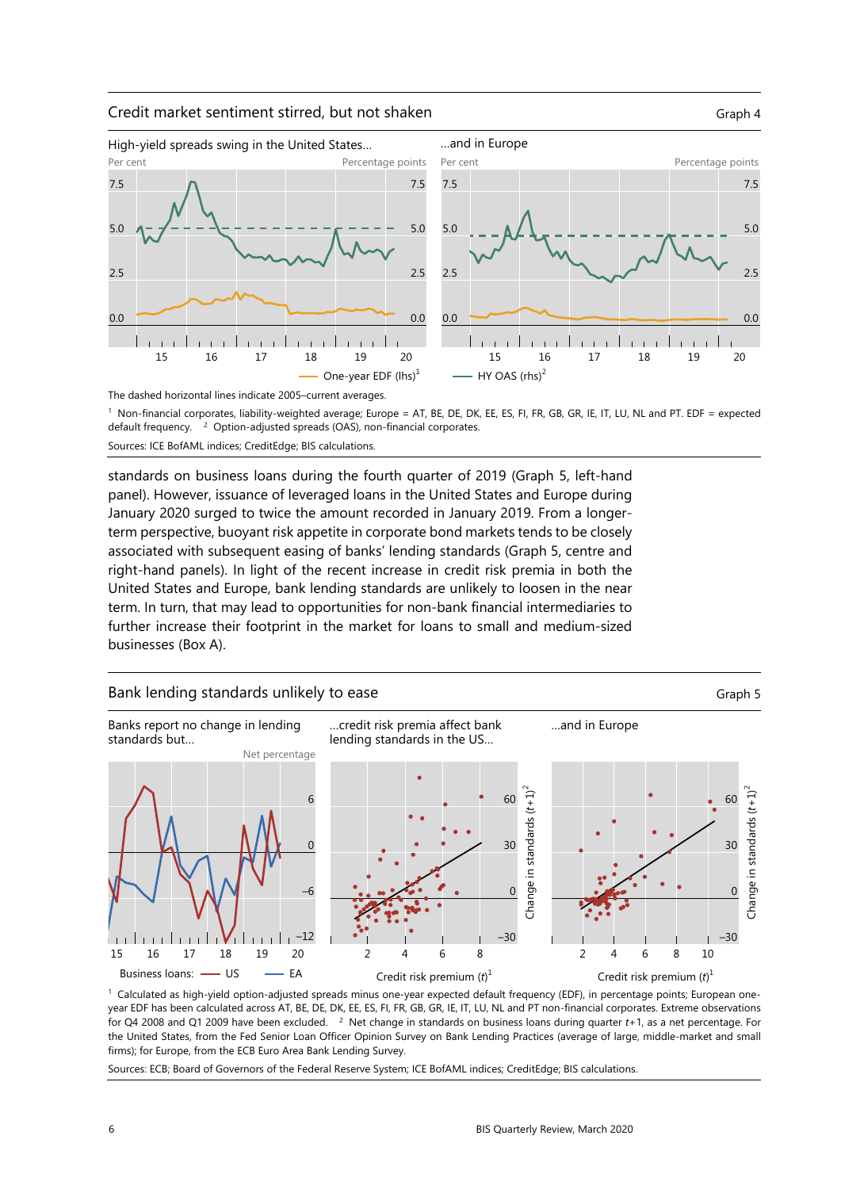## Credit market sentiment stirred, but not shaken

Graph 4

High-yield spreads swing in the United States...

...and in Europe

— One-year EDF (lhs)[1] — HY OAS (rhs)[2]

The dashed horizontal lines indicate 2005–current averages.

[1] Non-financial corporates, liability-weighted average; Europe = AT, BE, DE, DK, EE, ES, FI, FR, GB, GR, IE, IT, LU, NL and PT. EDF = expected default frequency. [2] Option-adjusted spreads (OAS), non-financial corporates.

Sources: ICE BofAML indices; CreditEdge; BIS calculations.

standards on business loans during the fourth quarter of 2019 (Graph 5, left-hand panel). However, issuance of leveraged loans in the United States and Europe during January 2020 surged to twice the amount recorded in January 2019. From a longer-term perspective, buoyant risk appetite in corporate bond markets tends to be closely associated with subsequent easing of banks' lending standards (Graph 5, centre and right-hand panels). In light of the recent increase in credit risk premia in both the United States and Europe, bank lending standards are unlikely to loosen in the near term. In turn, that may lead to opportunities for non-bank financial intermediaries to further increase their footprint in the market for loans to small and medium-sized businesses (Box A).

## Bank lending standards unlikely to ease

Graph 5

Banks report no change in lending standards but...

...credit risk premia affect bank lending standards in the US...

...and in Europe

Business loans: — US — EA

[1] Calculated as high-yield option-adjusted spreads minus one-year expected default frequency (EDF), in percentage points; European one-year EDF has been calculated across AT, BE, DE, DK, EE, ES, FI, FR, GB, GR, IE, IT, LU, NL and PT non-financial corporates. Extreme observations for Q4 2008 and Q1 2009 have been excluded. [2] Net change in standards on business loans during quarter $t+1$, as a net percentage. For the United States, from the Fed Senior Loan Officer Opinion Survey on Bank Lending Practices (average of large, middle-market and small firms); for Europe, from the ECB Euro Area Bank Lending Survey.

Sources: ECB; Board of Governors of the Federal Reserve System; ICE BofAML indices; CreditEdge; BIS calculations.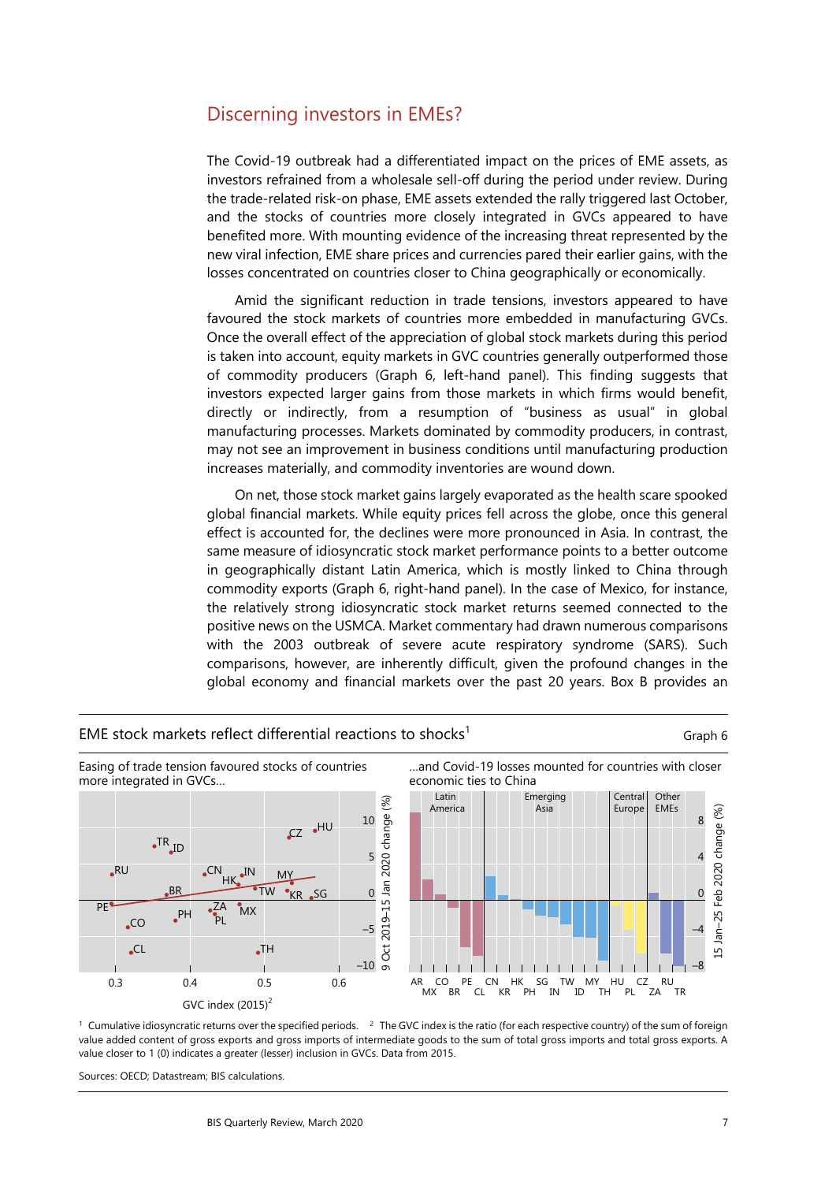## Discerning investors in EMEs?

The Covid-19 outbreak had a differentiated impact on the prices of EME assets, as investors refrained from a wholesale sell-off during the period under review. During the trade-related risk-on phase, EME assets extended the rally triggered last October, and the stocks of countries more closely integrated in GVCs appeared to have benefited more. With mounting evidence of the increasing threat represented by the new viral infection, EME share prices and currencies pared their earlier gains, with the losses concentrated on countries closer to China geographically or economically.

Amid the significant reduction in trade tensions, investors appeared to have favoured the stock markets of countries more embedded in manufacturing GVCs. Once the overall effect of the appreciation of global stock markets during this period is taken into account, equity markets in GVC countries generally outperformed those of commodity producers (Graph 6, left-hand panel). This finding suggests that investors expected larger gains from those markets in which firms would benefit, directly or indirectly, from a resumption of "business as usual" in global manufacturing processes. Markets dominated by commodity producers, in contrast, may not see an improvement in business conditions until manufacturing production increases materially, and commodity inventories are wound down.

On net, those stock market gains largely evaporated as the health scare spooked global financial markets. While equity prices fell across the globe, once this general effect is accounted for, the declines were more pronounced in Asia. In contrast, the same measure of idiosyncratic stock market performance points to a better outcome in geographically distant Latin America, which is mostly linked to China through commodity exports (Graph 6, right-hand panel). In the case of Mexico, for instance, the relatively strong idiosyncratic stock market returns seemed connected to the positive news on the USMCA. Market commentary had drawn numerous comparisons with the 2003 outbreak of severe acute respiratory syndrome (SARS). Such comparisons, however, are inherently difficult, given the profound changes in the global economy and financial markets over the past 20 years. Box B provides an

EME stock markets reflect differential reactions to shocks[1] — Graph 6

Easing of trade tension favoured stocks of countries more integrated in GVCs… | …and Covid-19 losses mounted for countries with closer economic ties to China

[1] Cumulative idiosyncratic returns over the specified periods. [2] The GVC index is the ratio (for each respective country) of the sum of foreign value added content of gross exports and gross imports of intermediate goods to the sum of total gross imports and total gross exports. A value closer to 1 (0) indicates a greater (lesser) inclusion in GVCs. Data from 2015.

Sources: OECD; Datastream; BIS calculations.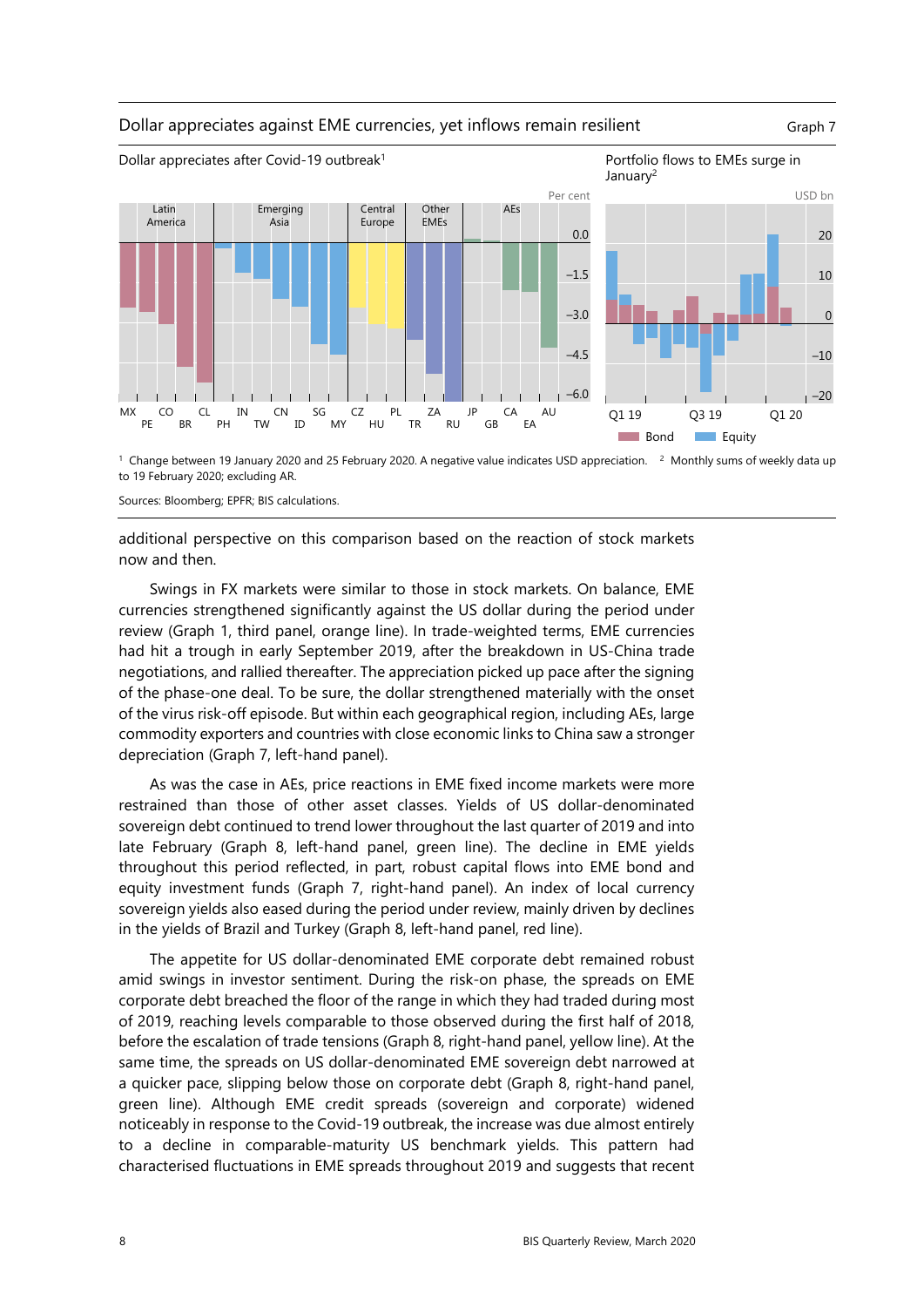Dollar appreciates against EME currencies, yet inflows remain resilient

Graph 7

Dollar appreciates after Covid-19 outbreak[1]

Portfolio flows to EMEs surge in January[2]

[1] Change between 19 January 2020 and 25 February 2020. A negative value indicates USD appreciation. [2] Monthly sums of weekly data up to 19 February 2020; excluding AR.

Sources: Bloomberg; EPFR; BIS calculations.

additional perspective on this comparison based on the reaction of stock markets now and then.

Swings in FX markets were similar to those in stock markets. On balance, EME currencies strengthened significantly against the US dollar during the period under review (Graph 1, third panel, orange line). In trade-weighted terms, EME currencies had hit a trough in early September 2019, after the breakdown in US-China trade negotiations, and rallied thereafter. The appreciation picked up pace after the signing of the phase-one deal. To be sure, the dollar strengthened materially with the onset of the virus risk-off episode. But within each geographical region, including AEs, large commodity exporters and countries with close economic links to China saw a stronger depreciation (Graph 7, left-hand panel).

As was the case in AEs, price reactions in EME fixed income markets were more restrained than those of other asset classes. Yields of US dollar-denominated sovereign debt continued to trend lower throughout the last quarter of 2019 and into late February (Graph 8, left-hand panel, green line). The decline in EME yields throughout this period reflected, in part, robust capital flows into EME bond and equity investment funds (Graph 7, right-hand panel). An index of local currency sovereign yields also eased during the period under review, mainly driven by declines in the yields of Brazil and Turkey (Graph 8, left-hand panel, red line).

The appetite for US dollar-denominated EME corporate debt remained robust amid swings in investor sentiment. During the risk-on phase, the spreads on EME corporate debt breached the floor of the range in which they had traded during most of 2019, reaching levels comparable to those observed during the first half of 2018, before the escalation of trade tensions (Graph 8, right-hand panel, yellow line). At the same time, the spreads on US dollar-denominated EME sovereign debt narrowed at a quicker pace, slipping below those on corporate debt (Graph 8, right-hand panel, green line). Although EME credit spreads (sovereign and corporate) widened noticeably in response to the Covid-19 outbreak, the increase was due almost entirely to a decline in comparable-maturity US benchmark yields. This pattern had characterised fluctuations in EME spreads throughout 2019 and suggests that recent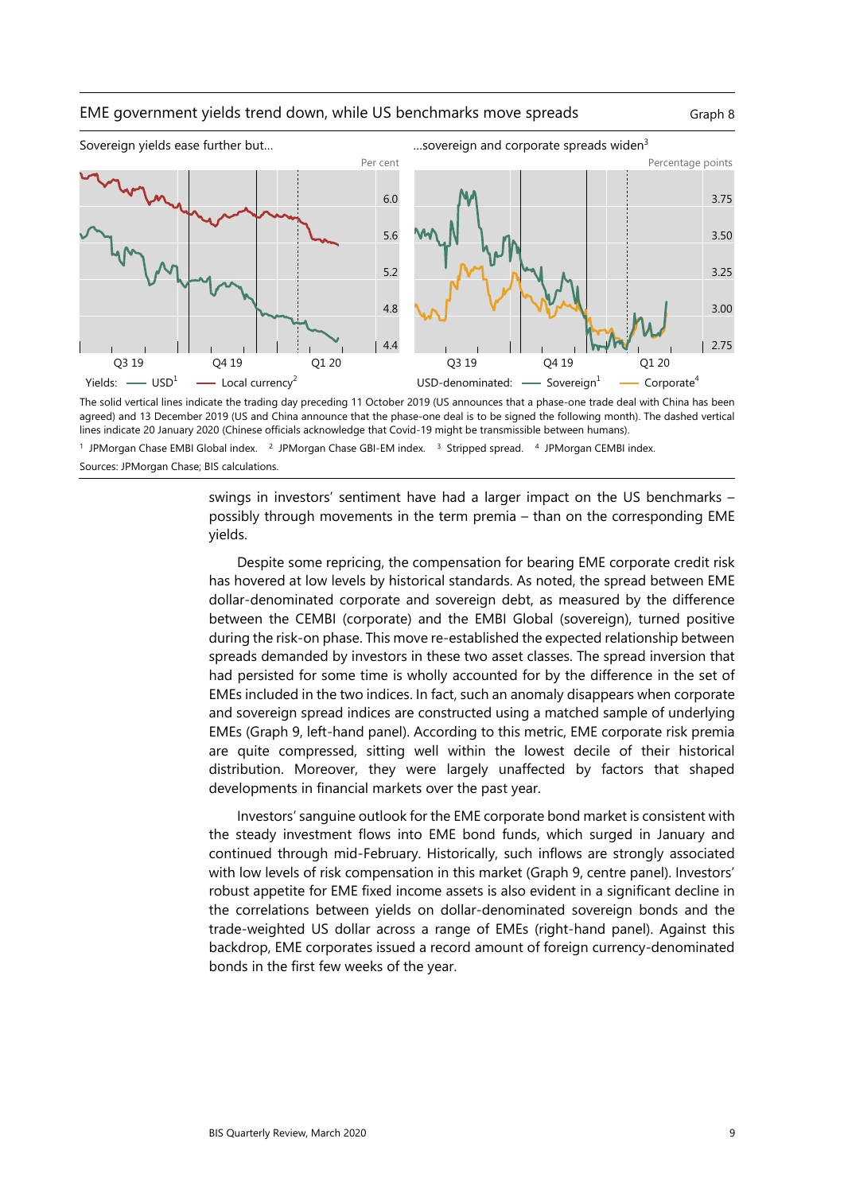EME government yields trend down, while US benchmarks move spreads

Graph 8

Sovereign yields ease further but…

…sovereign and corporate spreads widen[3]

Yields: USD[1]; Local currency[2]

USD-denominated: Sovereign[1]; Corporate[4]

The solid vertical lines indicate the trading day preceding 11 October 2019 (US announces that a phase-one trade deal with China has been agreed) and 13 December 2019 (US and China announce that the phase-one deal is to be signed the following month). The dashed vertical lines indicate 20 January 2020 (Chinese officials acknowledge that Covid-19 might be transmissible between humans).

[1] JPMorgan Chase EMBI Global index. [2] JPMorgan Chase GBI-EM index. [3] Stripped spread. [4] JPMorgan CEMBI index.

Sources: JPMorgan Chase; BIS calculations.

swings in investors' sentiment have had a larger impact on the US benchmarks – possibly through movements in the term premia – than on the corresponding EME yields.

Despite some repricing, the compensation for bearing EME corporate credit risk has hovered at low levels by historical standards. As noted, the spread between EME dollar-denominated corporate and sovereign debt, as measured by the difference between the CEMBI (corporate) and the EMBI Global (sovereign), turned positive during the risk-on phase. This move re-established the expected relationship between spreads demanded by investors in these two asset classes. The spread inversion that had persisted for some time is wholly accounted for by the difference in the set of EMEs included in the two indices. In fact, such an anomaly disappears when corporate and sovereign spread indices are constructed using a matched sample of underlying EMEs (Graph 9, left-hand panel). According to this metric, EME corporate risk premia are quite compressed, sitting well within the lowest decile of their historical distribution. Moreover, they were largely unaffected by factors that shaped developments in financial markets over the past year.

Investors' sanguine outlook for the EME corporate bond market is consistent with the steady investment flows into EME bond funds, which surged in January and continued through mid-February. Historically, such inflows are strongly associated with low levels of risk compensation in this market (Graph 9, centre panel). Investors' robust appetite for EME fixed income assets is also evident in a significant decline in the correlations between yields on dollar-denominated sovereign bonds and the trade-weighted US dollar across a range of EMEs (right-hand panel). Against this backdrop, EME corporates issued a record amount of foreign currency-denominated bonds in the first few weeks of the year.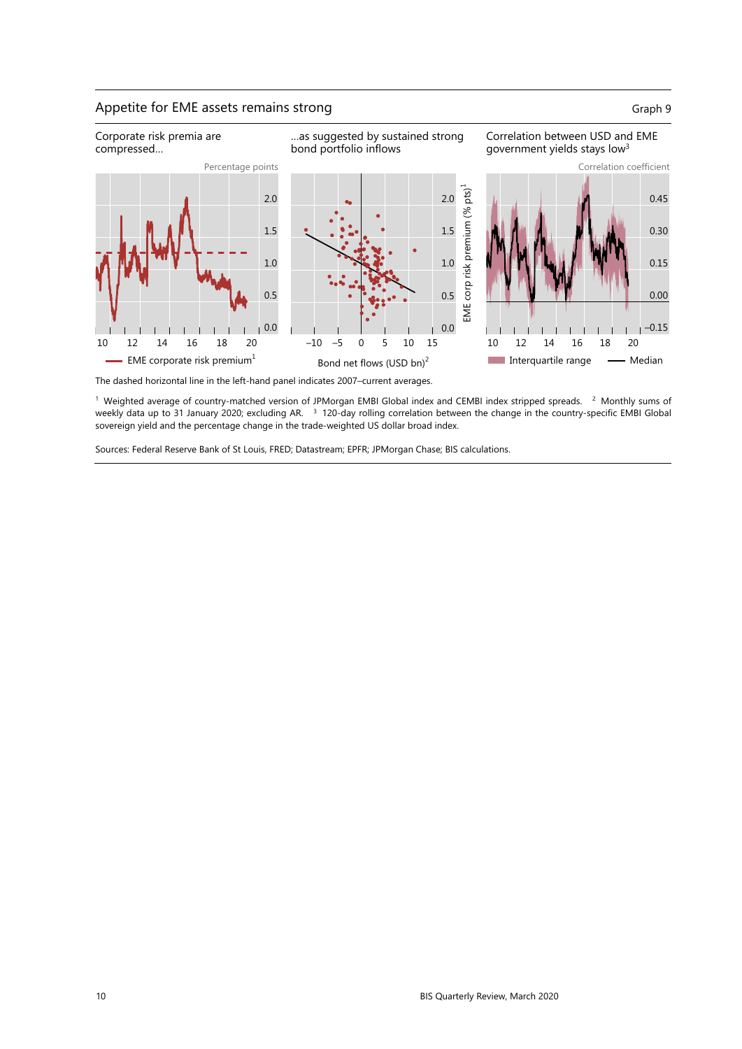## Appetite for EME assets remains strong

Graph 9

Corporate risk premia are compressed…

…as suggested by sustained strong bond portfolio inflows

Correlation between USD and EME government yields stays low[3]

Percentage points

Correlation coefficient

EME corp risk premium (% pts)[1]

Bond net flows (USD bn)[2]

EME corporate risk premium[1]

Interquartile range — Median

The dashed horizontal line in the left-hand panel indicates 2007–current averages.

[1] Weighted average of country-matched version of JPMorgan EMBI Global index and CEMBI index stripped spreads. [2] Monthly sums of weekly data up to 31 January 2020; excluding AR. [3] 120-day rolling correlation between the change in the country-specific EMBI Global sovereign yield and the percentage change in the trade-weighted US dollar broad index.

Sources: Federal Reserve Bank of St Louis, FRED; Datastream; EPFR; JPMorgan Chase; BIS calculations.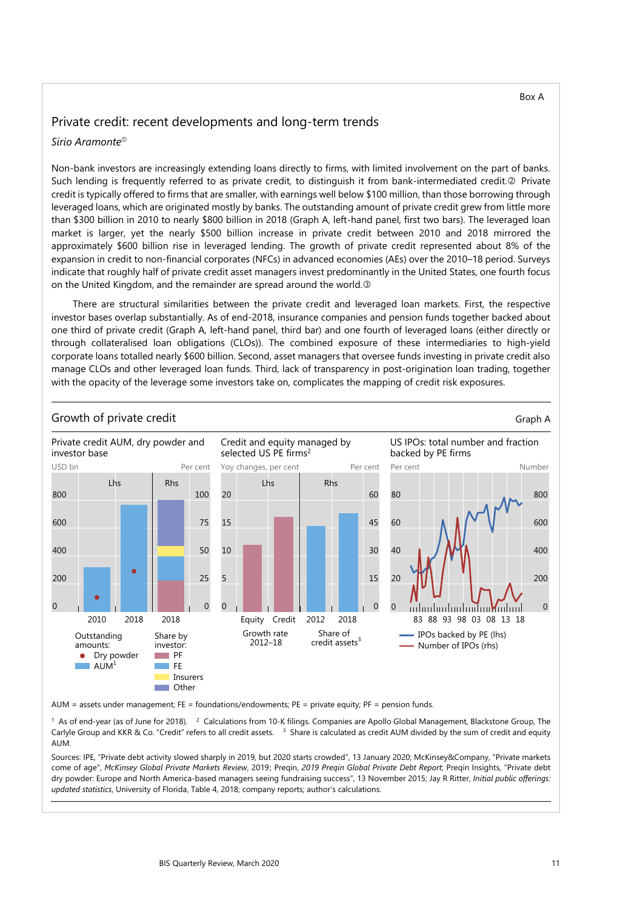Box A

## Private credit: recent developments and long-term trends

*Sirio Aramonte*①

Non-bank investors are increasingly extending loans directly to firms, with limited involvement on the part of banks. Such lending is frequently referred to as private credit, to distinguish it from bank-intermediated credit.② Private credit is typically offered to firms that are smaller, with earnings well below $100 million, than those borrowing through leveraged loans, which are originated mostly by banks. The outstanding amount of private credit grew from little more than $300 billion in 2010 to nearly $800 billion in 2018 (Graph A, left-hand panel, first two bars). The leveraged loan market is larger, yet the nearly $500 billion increase in private credit between 2010 and 2018 mirrored the approximately $600 billion rise in leveraged lending. The growth of private credit represented about 8% of the expansion in credit to non-financial corporates (NFCs) in advanced economies (AEs) over the 2010–18 period. Surveys indicate that roughly half of private credit asset managers invest predominantly in the United States, one fourth focus on the United Kingdom, and the remainder are spread around the world.③

There are structural similarities between the private credit and leveraged loan markets. First, the respective investor bases overlap substantially. As of end-2018, insurance companies and pension funds together backed about one third of private credit (Graph A, left-hand panel, third bar) and one fourth of leveraged loans (either directly or through collateralised loan obligations (CLOs)). The combined exposure of these intermediaries to high-yield corporate loans totalled nearly $600 billion. Second, asset managers that oversee funds investing in private credit also manage CLOs and other leveraged loan funds. Third, lack of transparency in post-origination loan trading, together with the opacity of the leverage some investors take on, complicates the mapping of credit risk exposures.

### Growth of private credit

Graph A

**Private credit AUM, dry powder and investor base**

USD bn (Lhs); Per cent (Rhs)

Outstanding amounts: ● Dry powder; AUM[1]. Share by investor: PF; FE; Insurers; Other

**Credit and equity managed by selected US PE firms**[2]

Yoy changes, per cent (Lhs); Per cent (Rhs)

Growth rate 2012–18 (Equity, Credit); Share of credit assets[3] (2012, 2018)

**US IPOs: total number and fraction backed by PE firms**

Per cent (lhs); Number (rhs)

— IPOs backed by PE (lhs) — Number of IPOs (rhs)

AUM = assets under management; FE = foundations/endowments; PE = private equity; PF = pension funds.

[1] As of end-year (as of June for 2018). [2] Calculations from 10-K filings. Companies are Apollo Global Management, Blackstone Group, The Carlyle Group and KKR & Co. "Credit" refers to all credit assets. [3] Share is calculated as credit AUM divided by the sum of credit and equity AUM.

Sources: IPE, "Private debt activity slowed sharply in 2019, but 2020 starts crowded", 13 January 2020; McKinsey&Company, "Private markets come of age", *McKinsey Global Private Markets Review*, 2019; Preqin, *2019 Preqin Global Private Debt Report*; Preqin Insights, "Private debt dry powder: Europe and North America-based managers seeing fundraising success", 13 November 2015; Jay R Ritter, *Initial public offerings: updated statistics*, University of Florida, Table 4, 2018; company reports; author's calculations.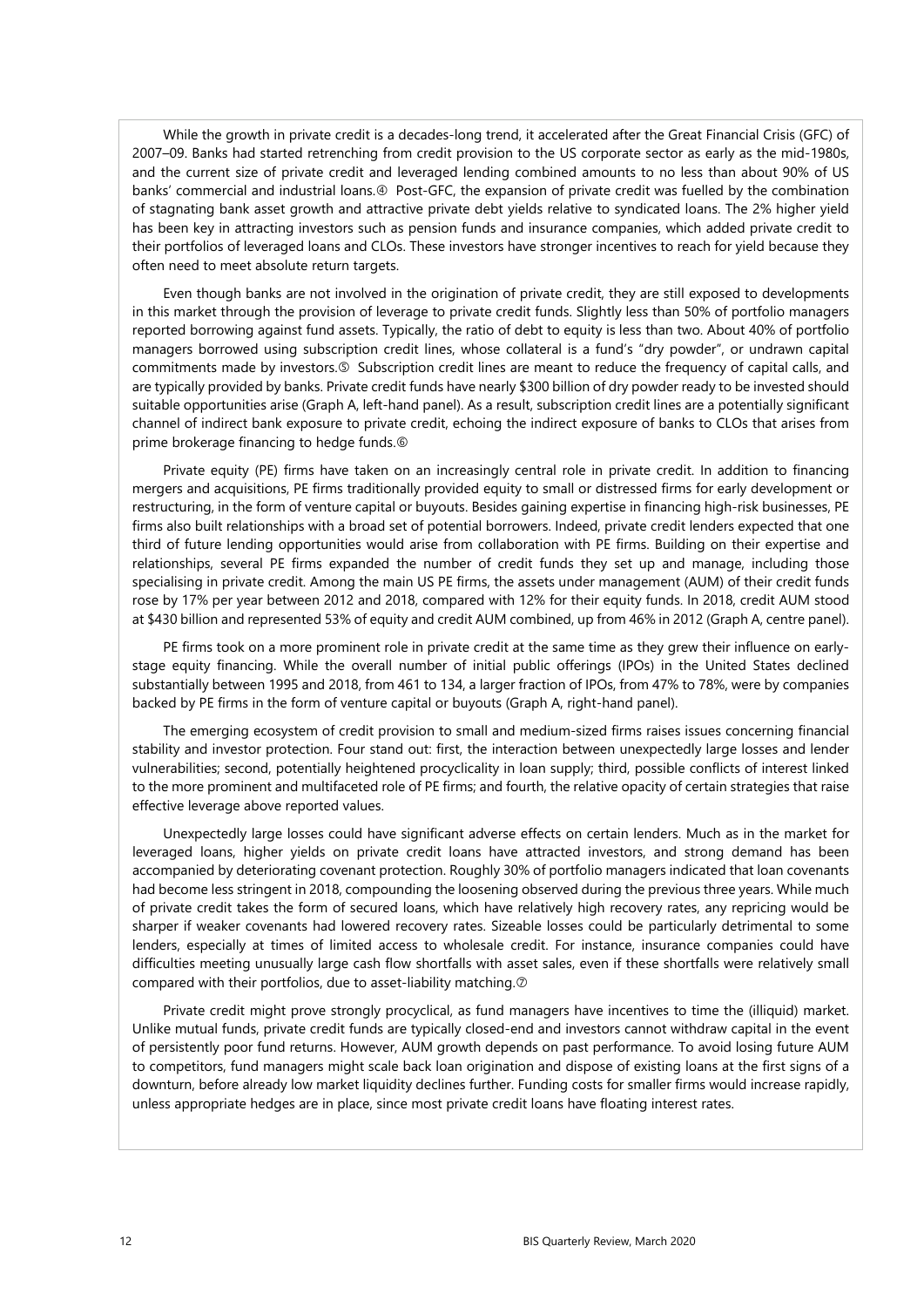While the growth in private credit is a decades-long trend, it accelerated after the Great Financial Crisis (GFC) of 2007–09. Banks had started retrenching from credit provision to the US corporate sector as early as the mid-1980s, and the current size of private credit and leveraged lending combined amounts to no less than about 90% of US banks' commercial and industrial loans.④ Post-GFC, the expansion of private credit was fuelled by the combination of stagnating bank asset growth and attractive private debt yields relative to syndicated loans. The 2% higher yield has been key in attracting investors such as pension funds and insurance companies, which added private credit to their portfolios of leveraged loans and CLOs. These investors have stronger incentives to reach for yield because they often need to meet absolute return targets.

Even though banks are not involved in the origination of private credit, they are still exposed to developments in this market through the provision of leverage to private credit funds. Slightly less than 50% of portfolio managers reported borrowing against fund assets. Typically, the ratio of debt to equity is less than two. About 40% of portfolio managers borrowed using subscription credit lines, whose collateral is a fund's "dry powder", or undrawn capital commitments made by investors.⑤ Subscription credit lines are meant to reduce the frequency of capital calls, and are typically provided by banks. Private credit funds have nearly \$300 billion of dry powder ready to be invested should suitable opportunities arise (Graph A, left-hand panel). As a result, subscription credit lines are a potentially significant channel of indirect bank exposure to private credit, echoing the indirect exposure of banks to CLOs that arises from prime brokerage financing to hedge funds.⑥

Private equity (PE) firms have taken on an increasingly central role in private credit. In addition to financing mergers and acquisitions, PE firms traditionally provided equity to small or distressed firms for early development or restructuring, in the form of venture capital or buyouts. Besides gaining expertise in financing high-risk businesses, PE firms also built relationships with a broad set of potential borrowers. Indeed, private credit lenders expected that one third of future lending opportunities would arise from collaboration with PE firms. Building on their expertise and relationships, several PE firms expanded the number of credit funds they set up and manage, including those specialising in private credit. Among the main US PE firms, the assets under management (AUM) of their credit funds rose by 17% per year between 2012 and 2018, compared with 12% for their equity funds. In 2018, credit AUM stood at \$430 billion and represented 53% of equity and credit AUM combined, up from 46% in 2012 (Graph A, centre panel).

PE firms took on a more prominent role in private credit at the same time as they grew their influence on early-stage equity financing. While the overall number of initial public offerings (IPOs) in the United States declined substantially between 1995 and 2018, from 461 to 134, a larger fraction of IPOs, from 47% to 78%, were by companies backed by PE firms in the form of venture capital or buyouts (Graph A, right-hand panel).

The emerging ecosystem of credit provision to small and medium-sized firms raises issues concerning financial stability and investor protection. Four stand out: first, the interaction between unexpectedly large losses and lender vulnerabilities; second, potentially heightened procyclicality in loan supply; third, possible conflicts of interest linked to the more prominent and multifaceted role of PE firms; and fourth, the relative opacity of certain strategies that raise effective leverage above reported values.

Unexpectedly large losses could have significant adverse effects on certain lenders. Much as in the market for leveraged loans, higher yields on private credit loans have attracted investors, and strong demand has been accompanied by deteriorating covenant protection. Roughly 30% of portfolio managers indicated that loan covenants had become less stringent in 2018, compounding the loosening observed during the previous three years. While much of private credit takes the form of secured loans, which have relatively high recovery rates, any repricing would be sharper if weaker covenants had lowered recovery rates. Sizeable losses could be particularly detrimental to some lenders, especially at times of limited access to wholesale credit. For instance, insurance companies could have difficulties meeting unusually large cash flow shortfalls with asset sales, even if these shortfalls were relatively small compared with their portfolios, due to asset-liability matching.⑦

Private credit might prove strongly procyclical, as fund managers have incentives to time the (illiquid) market. Unlike mutual funds, private credit funds are typically closed-end and investors cannot withdraw capital in the event of persistently poor fund returns. However, AUM growth depends on past performance. To avoid losing future AUM to competitors, fund managers might scale back loan origination and dispose of existing loans at the first signs of a downturn, before already low market liquidity declines further. Funding costs for smaller firms would increase rapidly, unless appropriate hedges are in place, since most private credit loans have floating interest rates.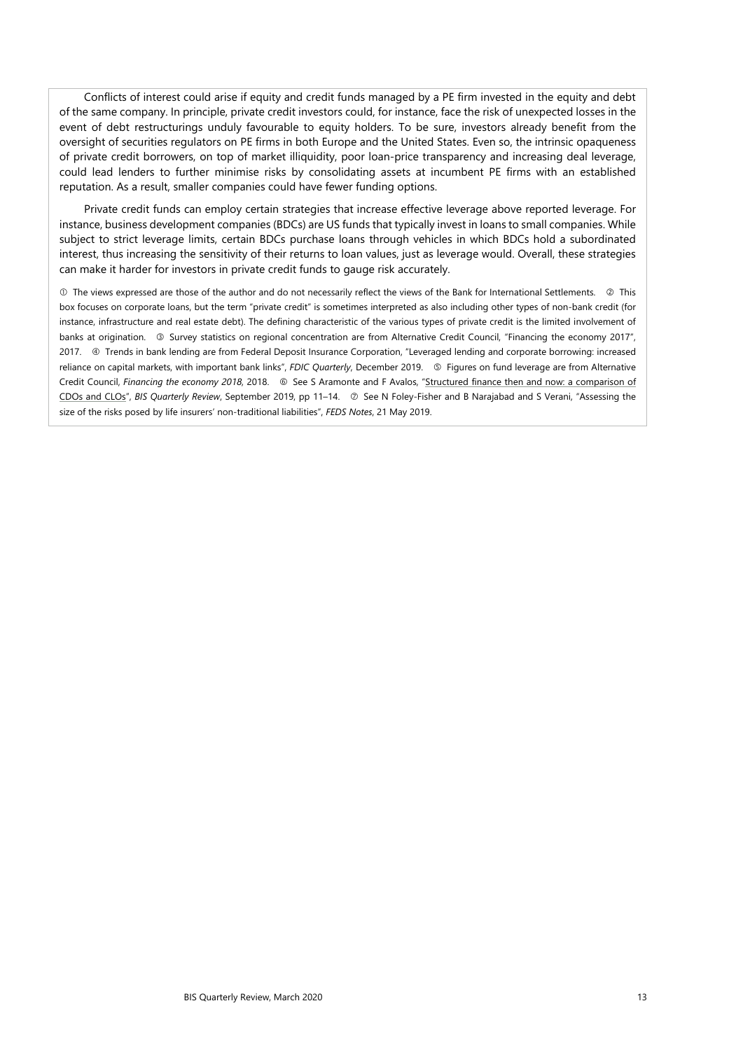Conflicts of interest could arise if equity and credit funds managed by a PE firm invested in the equity and debt of the same company. In principle, private credit investors could, for instance, face the risk of unexpected losses in the event of debt restructurings unduly favourable to equity holders. To be sure, investors already benefit from the oversight of securities regulators on PE firms in both Europe and the United States. Even so, the intrinsic opaqueness of private credit borrowers, on top of market illiquidity, poor loan-price transparency and increasing deal leverage, could lead lenders to further minimise risks by consolidating assets at incumbent PE firms with an established reputation. As a result, smaller companies could have fewer funding options.

Private credit funds can employ certain strategies that increase effective leverage above reported leverage. For instance, business development companies (BDCs) are US funds that typically invest in loans to small companies. While subject to strict leverage limits, certain BDCs purchase loans through vehicles in which BDCs hold a subordinated interest, thus increasing the sensitivity of their returns to loan values, just as leverage would. Overall, these strategies can make it harder for investors in private credit funds to gauge risk accurately.

① The views expressed are those of the author and do not necessarily reflect the views of the Bank for International Settlements. ② This box focuses on corporate loans, but the term "private credit" is sometimes interpreted as also including other types of non-bank credit (for instance, infrastructure and real estate debt). The defining characteristic of the various types of private credit is the limited involvement of banks at origination. ③ Survey statistics on regional concentration are from Alternative Credit Council, "Financing the economy 2017", 2017. ④ Trends in bank lending are from Federal Deposit Insurance Corporation, "Leveraged lending and corporate borrowing: increased reliance on capital markets, with important bank links", *FDIC Quarterly*, December 2019. ⑤ Figures on fund leverage are from Alternative Credit Council, *Financing the economy 2018*, 2018. ⑥ See S Aramonte and F Avalos, "Structured finance then and now: a comparison of CDOs and CLOs", *BIS Quarterly Review*, September 2019, pp 11–14. ⑦ See N Foley-Fisher and B Narajabad and S Verani, "Assessing the size of the risks posed by life insurers' non-traditional liabilities", *FEDS Notes*, 21 May 2019.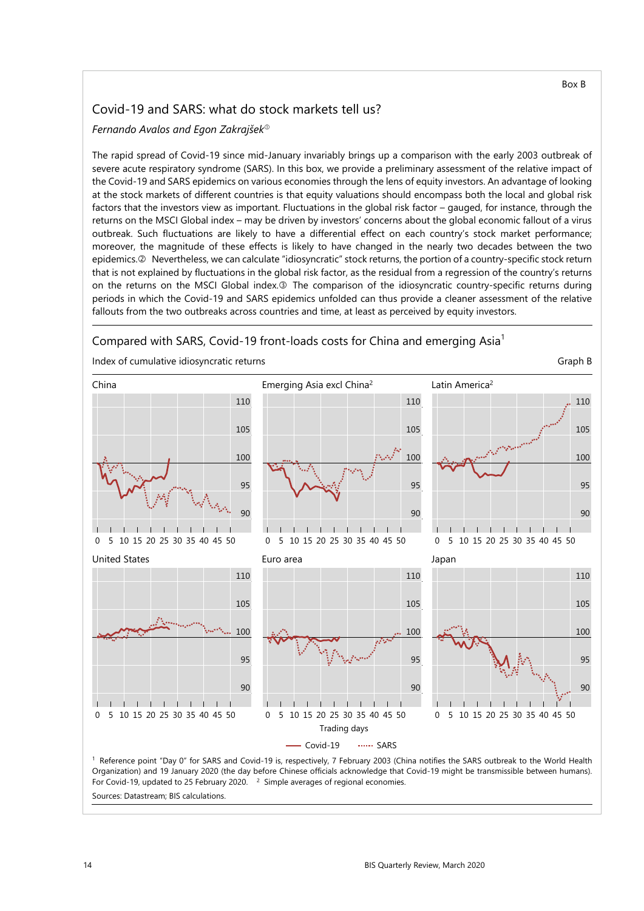Box B

## Covid-19 and SARS: what do stock markets tell us?

*Fernando Avalos and Egon Zakrajšek*[①]

The rapid spread of Covid-19 since mid-January invariably brings up a comparison with the early 2003 outbreak of severe acute respiratory syndrome (SARS). In this box, we provide a preliminary assessment of the relative impact of the Covid-19 and SARS epidemics on various economies through the lens of equity investors. An advantage of looking at the stock markets of different countries is that equity valuations should encompass both the local and global risk factors that the investors view as important. Fluctuations in the global risk factor – gauged, for instance, through the returns on the MSCI Global index – may be driven by investors' concerns about the global economic fallout of a virus outbreak. Such fluctuations are likely to have a differential effect on each country's stock market performance; moreover, the magnitude of these effects is likely to have changed in the nearly two decades between the two epidemics.[②] Nevertheless, we can calculate "idiosyncratic" stock returns, the portion of a country-specific stock return that is not explained by fluctuations in the global risk factor, as the residual from a regression of the country's returns on the returns on the MSCI Global index.[③] The comparison of the idiosyncratic country-specific returns during periods in which the Covid-19 and SARS epidemics unfolded can thus provide a cleaner assessment of the relative fallouts from the two outbreaks across countries and time, at least as perceived by equity investors.

### Compared with SARS, Covid-19 front-loads costs for China and emerging Asia[1]

Index of cumulative idiosyncratic returns — Graph B

Panels: China; Emerging Asia excl China[2]; Latin America[2]; United States; Euro area; Japan. Horizontal axis: Trading days (0–50). Vertical axis: 90–110. Legend: Covid-19 (solid line); SARS (dotted line).

[1] Reference point "Day 0" for SARS and Covid-19 is, respectively, 7 February 2003 (China notifies the SARS outbreak to the World Health Organization) and 19 January 2020 (the day before Chinese officials acknowledge that Covid-19 might be transmissible between humans). For Covid-19, updated to 25 February 2020. [2] Simple averages of regional economies.

Sources: Datastream; BIS calculations.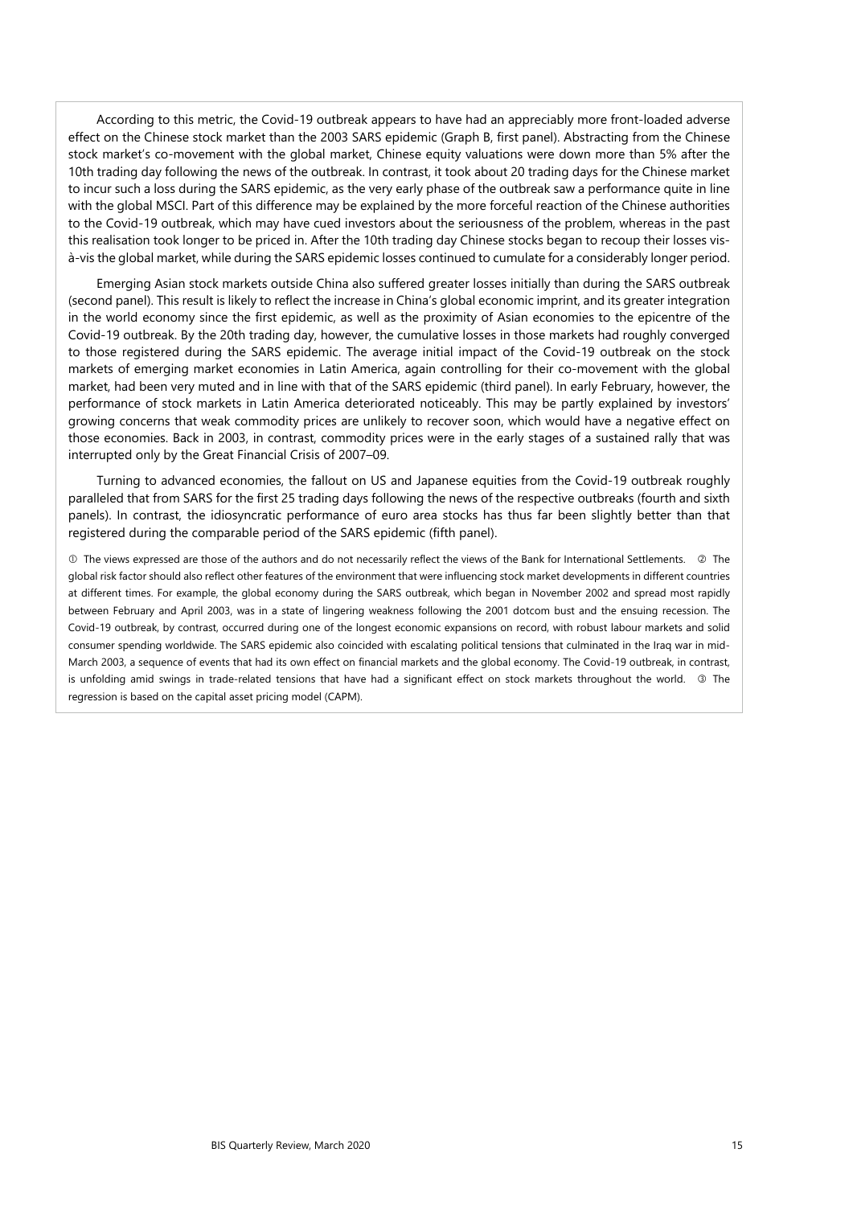According to this metric, the Covid-19 outbreak appears to have had an appreciably more front-loaded adverse effect on the Chinese stock market than the 2003 SARS epidemic (Graph B, first panel). Abstracting from the Chinese stock market's co-movement with the global market, Chinese equity valuations were down more than 5% after the 10th trading day following the news of the outbreak. In contrast, it took about 20 trading days for the Chinese market to incur such a loss during the SARS epidemic, as the very early phase of the outbreak saw a performance quite in line with the global MSCI. Part of this difference may be explained by the more forceful reaction of the Chinese authorities to the Covid-19 outbreak, which may have cued investors about the seriousness of the problem, whereas in the past this realisation took longer to be priced in. After the 10th trading day Chinese stocks began to recoup their losses vis-à-vis the global market, while during the SARS epidemic losses continued to cumulate for a considerably longer period.

Emerging Asian stock markets outside China also suffered greater losses initially than during the SARS outbreak (second panel). This result is likely to reflect the increase in China's global economic imprint, and its greater integration in the world economy since the first epidemic, as well as the proximity of Asian economies to the epicentre of the Covid-19 outbreak. By the 20th trading day, however, the cumulative losses in those markets had roughly converged to those registered during the SARS epidemic. The average initial impact of the Covid-19 outbreak on the stock markets of emerging market economies in Latin America, again controlling for their co-movement with the global market, had been very muted and in line with that of the SARS epidemic (third panel). In early February, however, the performance of stock markets in Latin America deteriorated noticeably. This may be partly explained by investors' growing concerns that weak commodity prices are unlikely to recover soon, which would have a negative effect on those economies. Back in 2003, in contrast, commodity prices were in the early stages of a sustained rally that was interrupted only by the Great Financial Crisis of 2007–09.

Turning to advanced economies, the fallout on US and Japanese equities from the Covid-19 outbreak roughly paralleled that from SARS for the first 25 trading days following the news of the respective outbreaks (fourth and sixth panels). In contrast, the idiosyncratic performance of euro area stocks has thus far been slightly better than that registered during the comparable period of the SARS epidemic (fifth panel).

① The views expressed are those of the authors and do not necessarily reflect the views of the Bank for International Settlements. ② The global risk factor should also reflect other features of the environment that were influencing stock market developments in different countries at different times. For example, the global economy during the SARS outbreak, which began in November 2002 and spread most rapidly between February and April 2003, was in a state of lingering weakness following the 2001 dotcom bust and the ensuing recession. The Covid-19 outbreak, by contrast, occurred during one of the longest economic expansions on record, with robust labour markets and solid consumer spending worldwide. The SARS epidemic also coincided with escalating political tensions that culminated in the Iraq war in mid-March 2003, a sequence of events that had its own effect on financial markets and the global economy. The Covid-19 outbreak, in contrast, is unfolding amid swings in trade-related tensions that have had a significant effect on stock markets throughout the world. ③ The regression is based on the capital asset pricing model (CAPM).